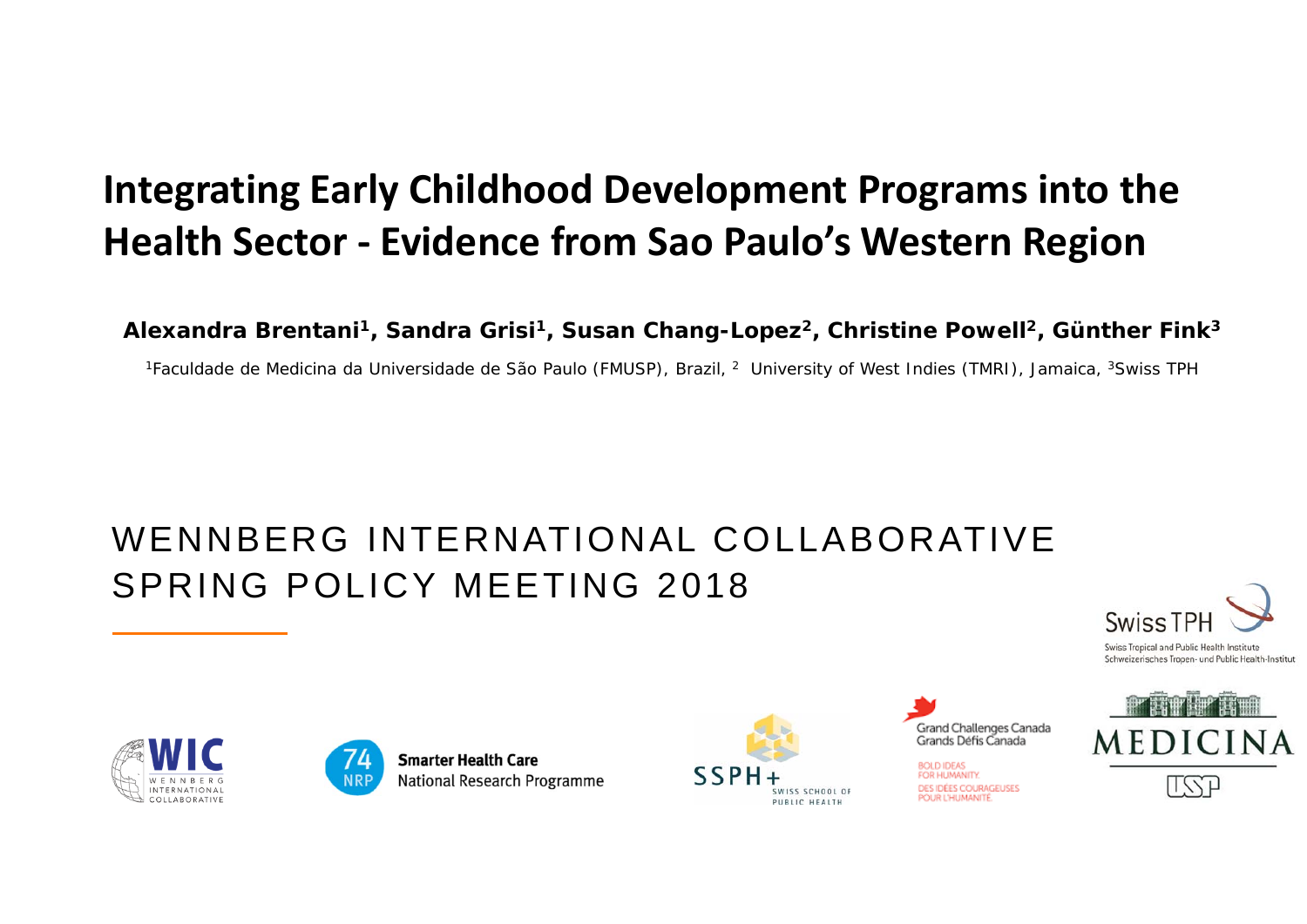# Integrating Early Childhood Development Programs into the Health Sector - Evidence from Sao Paulo's Western Region

**Alexandra Brentani[1], Sandra Grisi[1], Susan Chang-Lopez[2], Christine Powell[2], Günther Fink[3]**

[1]Faculdade de Medicina da Universidade de São Paulo (FMUSP), Brazil, [2] University of West Indies (TMRI), Jamaica, [3]Swiss TPH

## WENNBERG INTERNATIONAL COLLABORATIVE SPRING POLICY MEETING 2018

Swiss TPH
Swiss Tropical and Public Health Institute
Schweizerisches Tropen- und Public Health-Institut

WIC WENNBERG INTERNATIONAL COLLABORATIVE

74 NRP Smarter Health Care National Research Programme

SSPH+ SWISS SCHOOL OF PUBLIC HEALTH

Grand Challenges Canada
Grands Défis Canada
BOLD IDEAS FOR HUMANITY
DES IDÉES COURAGEUSES POUR L'HUMANITÉ

MEDICINA USP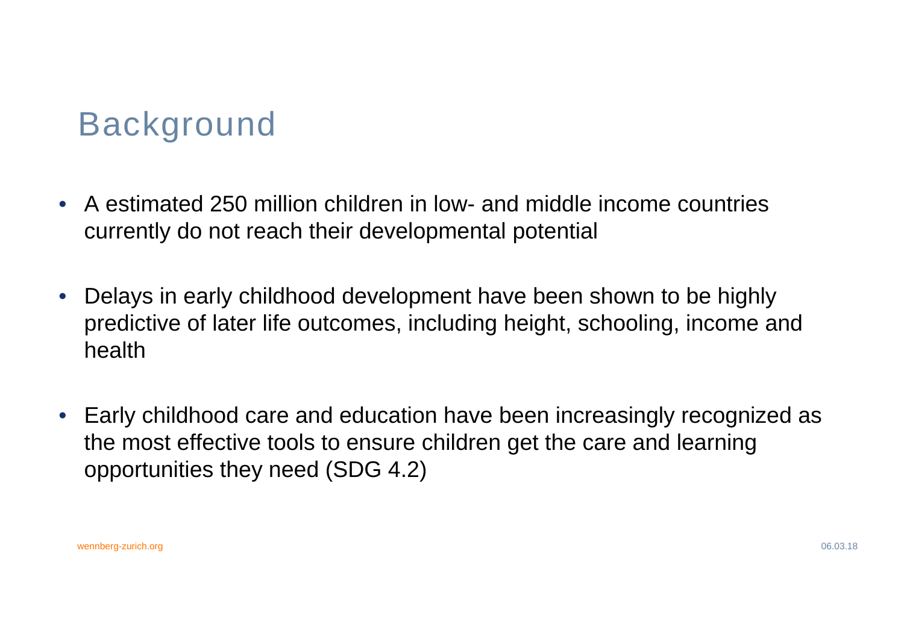# Background

- A estimated 250 million children in low- and middle income countries currently do not reach their developmental potential

- Delays in early childhood development have been shown to be highly predictive of later life outcomes, including height, schooling, income and health

- Early childhood care and education have been increasingly recognized as the most effective tools to ensure children get the care and learning opportunities they need (SDG 4.2)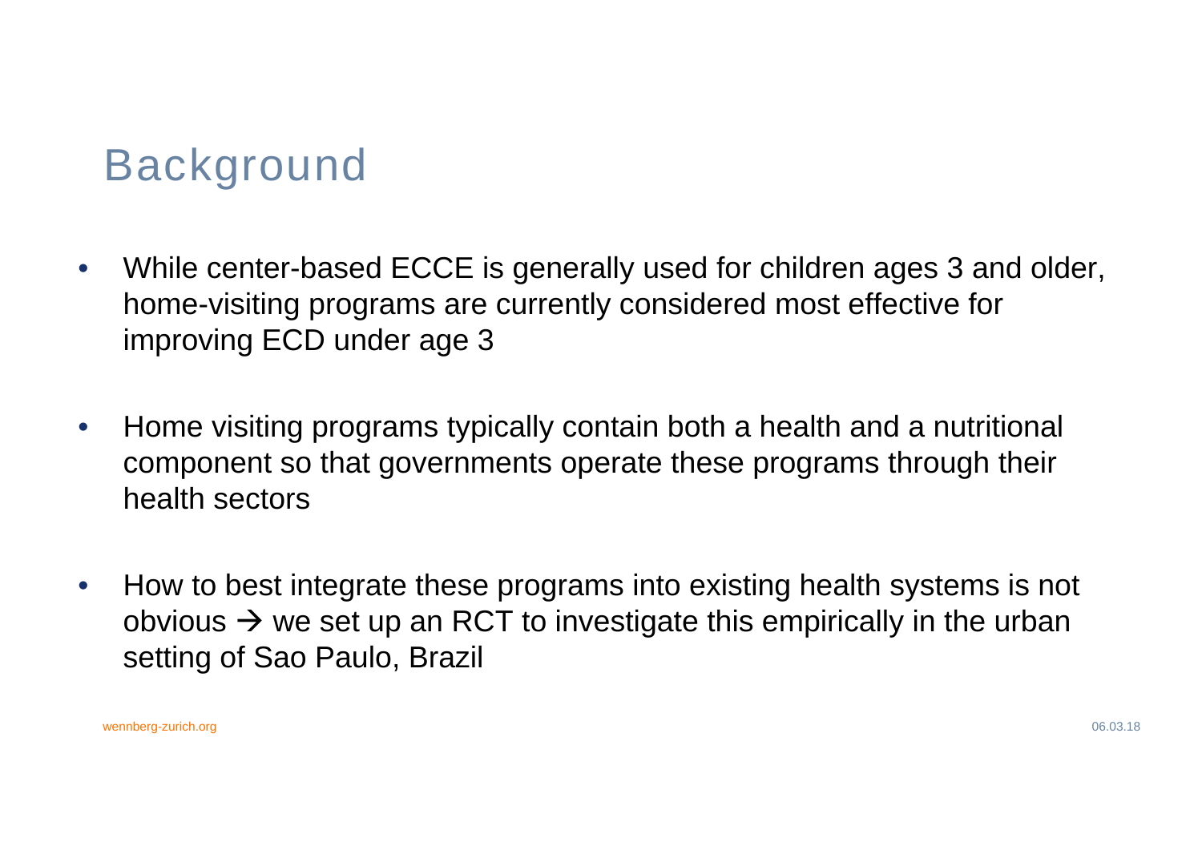# Background

- While center-based ECCE is generally used for children ages 3 and older, home-visiting programs are currently considered most effective for improving ECD under age 3
- Home visiting programs typically contain both a health and a nutritional component so that governments operate these programs through their health sectors
- How to best integrate these programs into existing health systems is not obvious → we set up an RCT to investigate this empirically in the urban setting of Sao Paulo, Brazil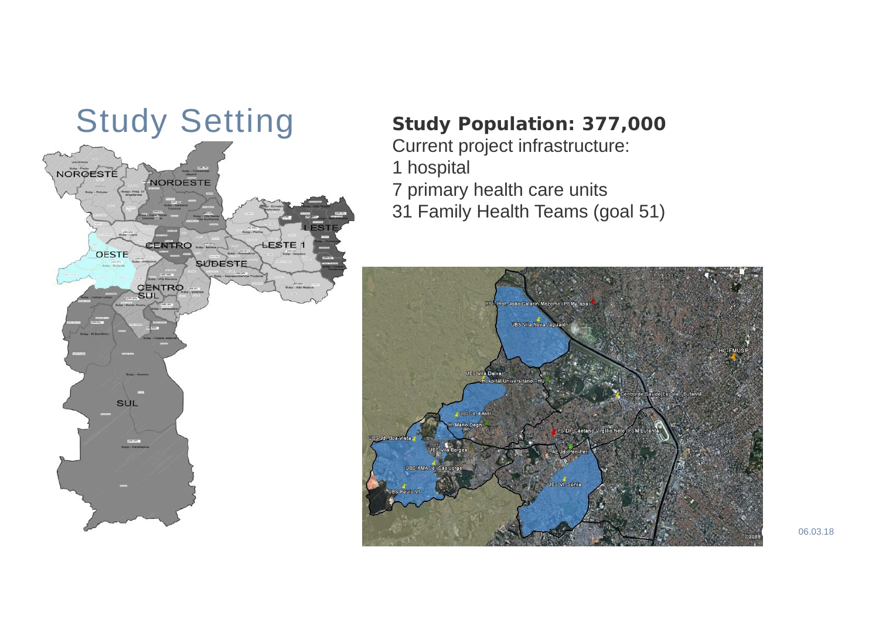# Study Setting

**Study Population: 377,000**

Current project infrastructure:

1 hospital

7 primary health care units

31 Family Health Teams (goal 51)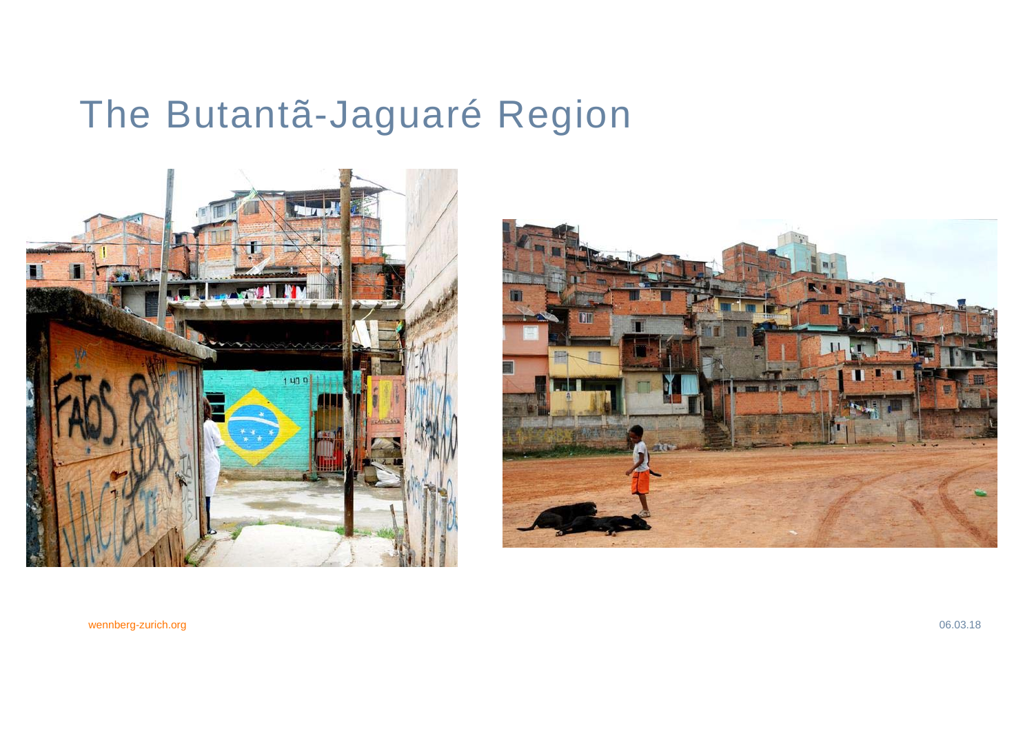# The Butantã-Jaguaré Region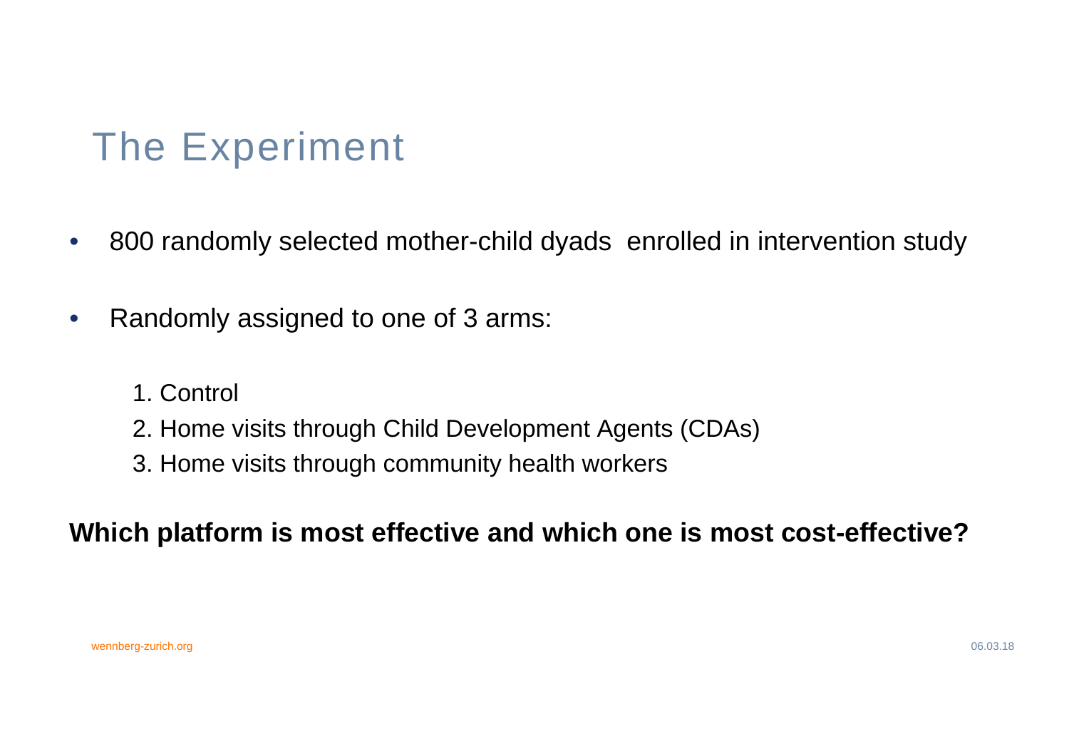# The Experiment

- 800 randomly selected mother-child dyads enrolled in intervention study
- Randomly assigned to one of 3 arms:

  1. Control
  2. Home visits through Child Development Agents (CDAs)
  3. Home visits through community health workers

**Which platform is most effective and which one is most cost-effective?**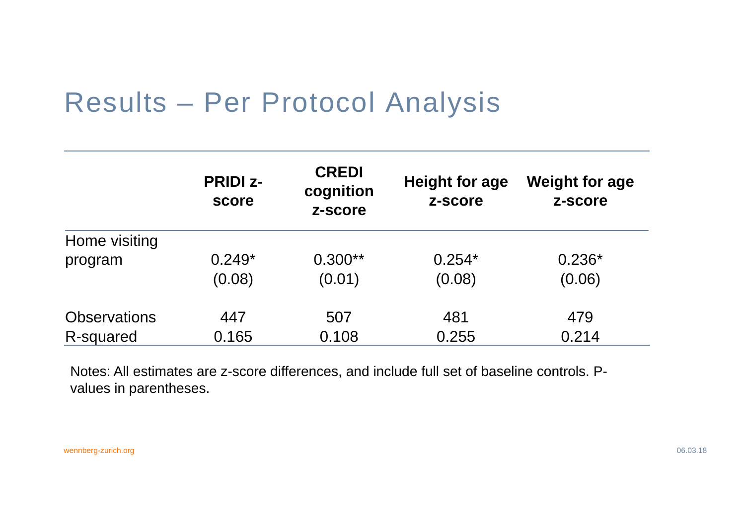# Results – Per Protocol Analysis

| | PRIDI z-score | CREDI cognition z-score | Height for age z-score | Weight for age z-score |
|---|---|---|---|---|
| Home visiting program | 0.249* | 0.300** | 0.254* | 0.236* |
| | (0.08) | (0.01) | (0.08) | (0.06) |
| Observations | 447 | 507 | 481 | 479 |
| R-squared | 0.165 | 0.108 | 0.255 | 0.214 |

Notes: All estimates are z-score differences, and include full set of baseline controls. P-values in parentheses.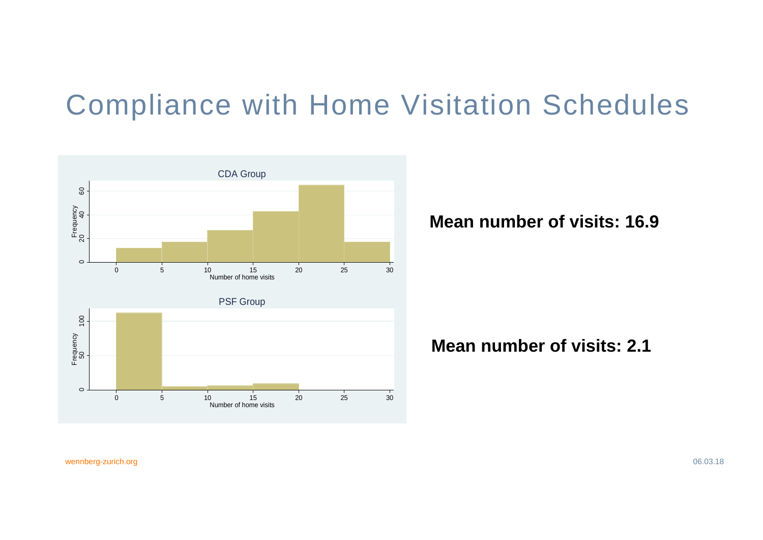# Compliance with Home Visitation Schedules

CDA Group

Frequency

Number of home visits

PSF Group

Frequency

Number of home visits

**Mean number of visits: 16.9**

**Mean number of visits: 2.1**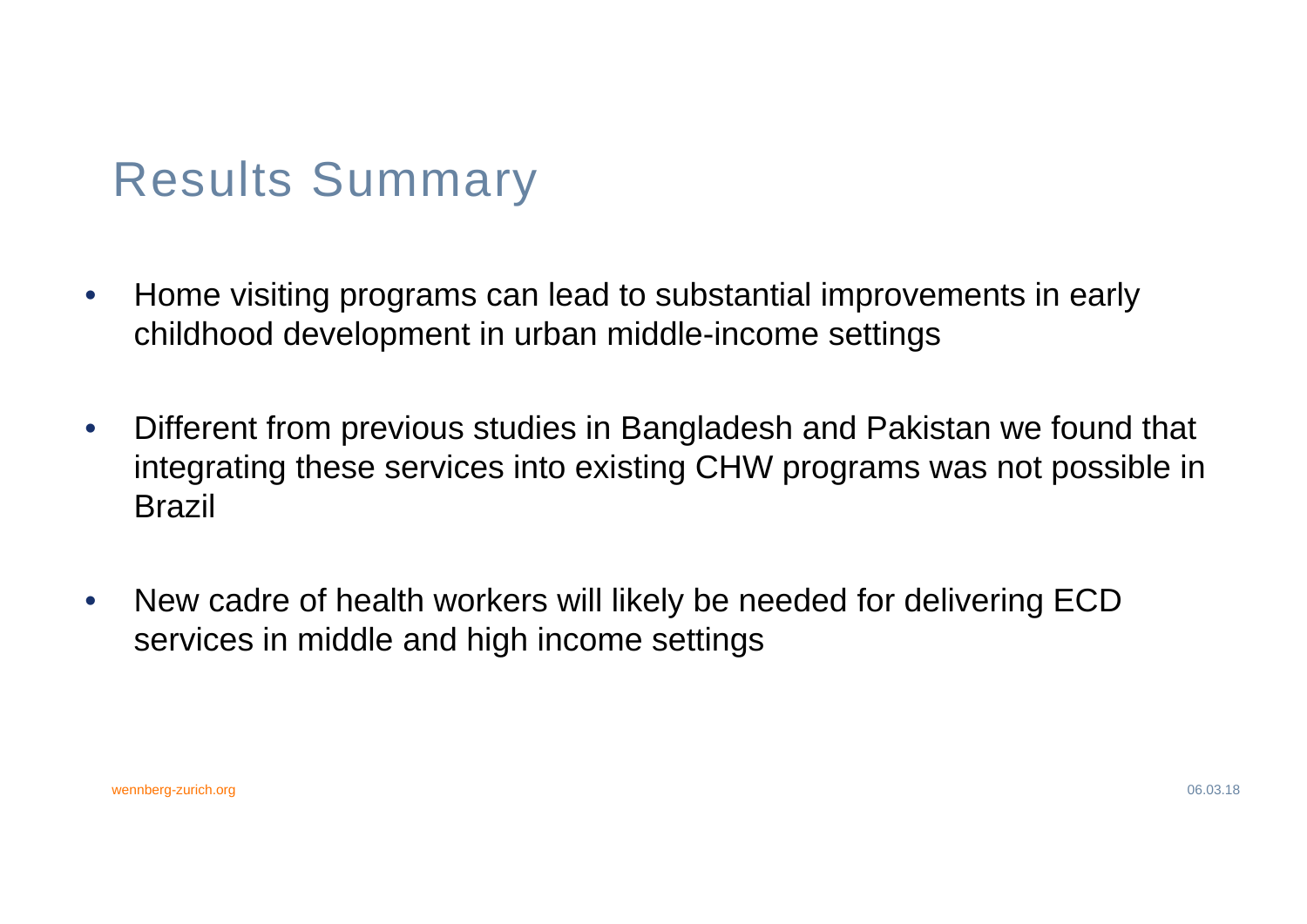# Results Summary

- Home visiting programs can lead to substantial improvements in early childhood development in urban middle-income settings
- Different from previous studies in Bangladesh and Pakistan we found that integrating these services into existing CHW programs was not possible in Brazil
- New cadre of health workers will likely be needed for delivering ECD services in middle and high income settings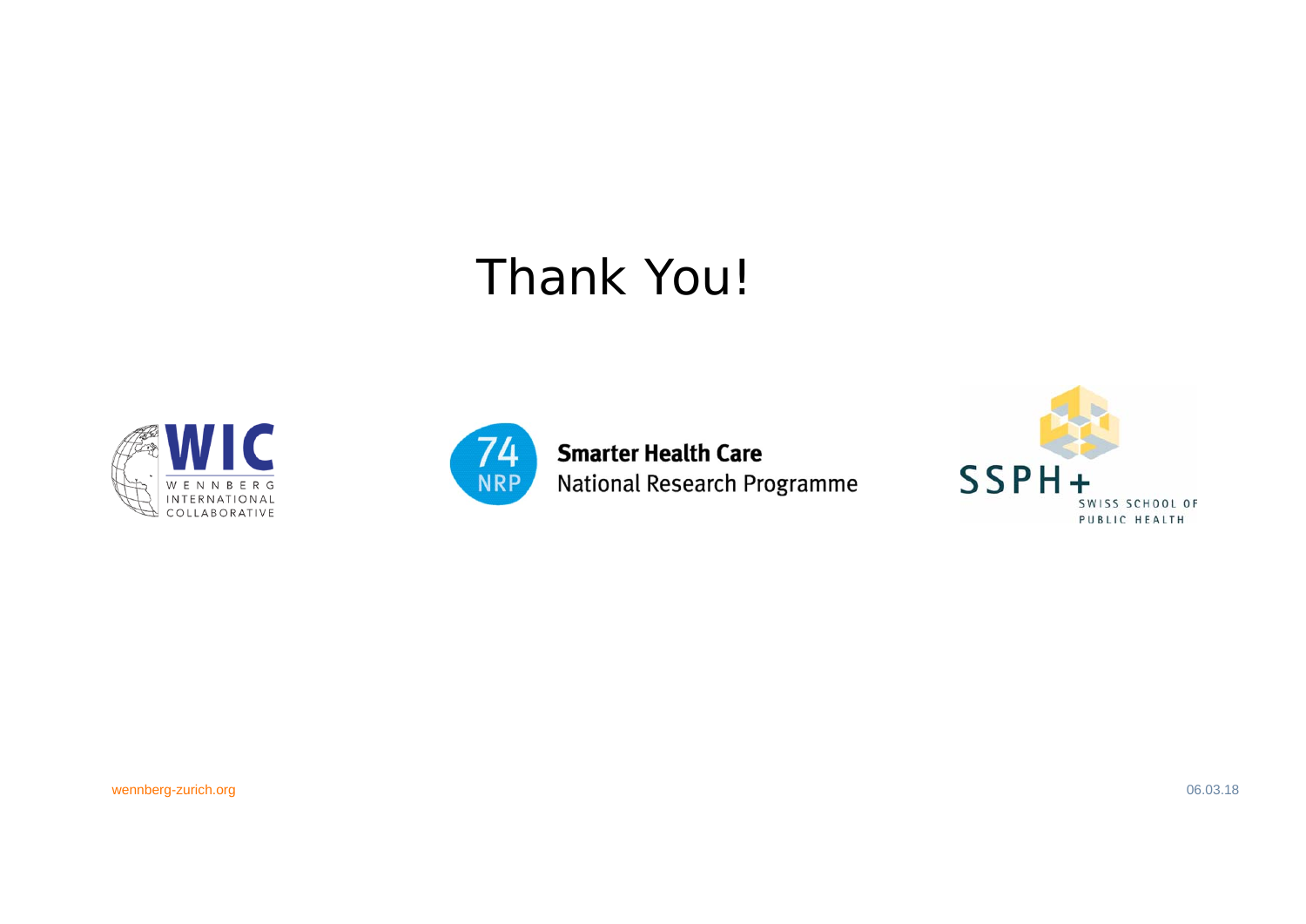# Thank You!

WIC
WENNBERG INTERNATIONAL COLLABORATIVE

74 NRP
**Smarter Health Care**
National Research Programme

SSPH+
SWISS SCHOOL OF PUBLIC HEALTH

wennberg-zurich.org